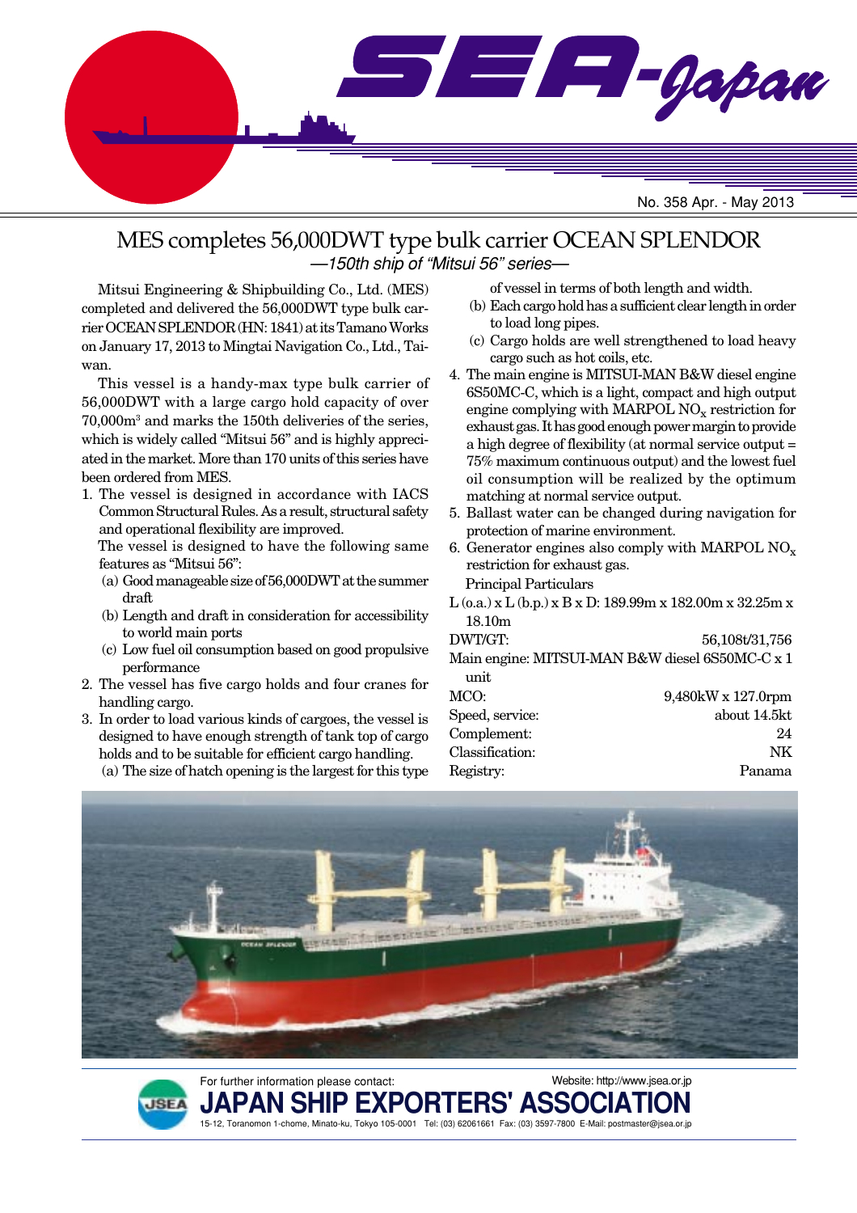# SEA-Japan

No. 358 Apr. - May 2013

## MES completes 56,000DWT type bulk carrier OCEAN SPLENDOR

*—150th ship of "Mitsui 56" series—*

Mitsui Engineering & Shipbuilding Co., Ltd. (MES) completed and delivered the 56,000DWT type bulk carrier OCEAN SPLENDOR (HN: 1841) at its Tamano Works on January 17, 2013 to Mingtai Navigation Co., Ltd., Taiwan.

This vessel is a handy-max type bulk carrier of 56,000DWT with a large cargo hold capacity of over 70,000m$^3$ and marks the 150th deliveries of the series, which is widely called "Mitsui 56" and is highly appreciated in the market. More than 170 units of this series have been ordered from MES.

1. The vessel is designed in accordance with IACS Common Structural Rules. As a result, structural safety and operational flexibility are improved.
   The vessel is designed to have the following same features as "Mitsui 56":
   (a) Good manageable size of 56,000DWT at the summer draft
   (b) Length and draft in consideration for accessibility to world main ports
   (c) Low fuel oil consumption based on good propulsive performance
2. The vessel has five cargo holds and four cranes for handling cargo.
3. In order to load various kinds of cargoes, the vessel is designed to have enough strength of tank top of cargo holds and to be suitable for efficient cargo handling.
   (a) The size of hatch opening is the largest for this type of vessel in terms of both length and width.
   (b) Each cargo hold has a sufficient clear length in order to load long pipes.
   (c) Cargo holds are well strengthened to load heavy cargo such as hot coils, etc.
4. The main engine is MITSUI-MAN B&W diesel engine 6S50MC-C, which is a light, compact and high output engine complying with MARPOL $NO_x$ restriction for exhaust gas. It has good enough power margin to provide a high degree of flexibility (at normal service output = 75% maximum continuous output) and the lowest fuel oil consumption will be realized by the optimum matching at normal service output.
5. Ballast water can be changed during navigation for protection of marine environment.
6. Generator engines also comply with MARPOL $NO_x$ restriction for exhaust gas.

Principal Particulars

L (o.a.) x L (b.p.) x B x D: 189.99m x 182.00m x 32.25m x 18.10m

| | |
|---|---|
| DWT/GT: | 56,108t/31,756 |
| Main engine: MITSUI-MAN B&W diesel 6S50MC-C x 1 unit | |
| MCO: | 9,480kW x 127.0rpm |
| Speed, service: | about 14.5kt |
| Complement: | 24 |
| Classification: | NK |
| Registry: | Panama |

For further information please contact:
Website: http://www.jsea.or.jp

**JAPAN SHIP EXPORTERS' ASSOCIATION**

15-12, Toranomon 1-chome, Minato-ku, Tokyo 105-0001 Tel: (03) 62061661 Fax: (03) 3597-7800 E-Mail: postmaster@jsea.or.jp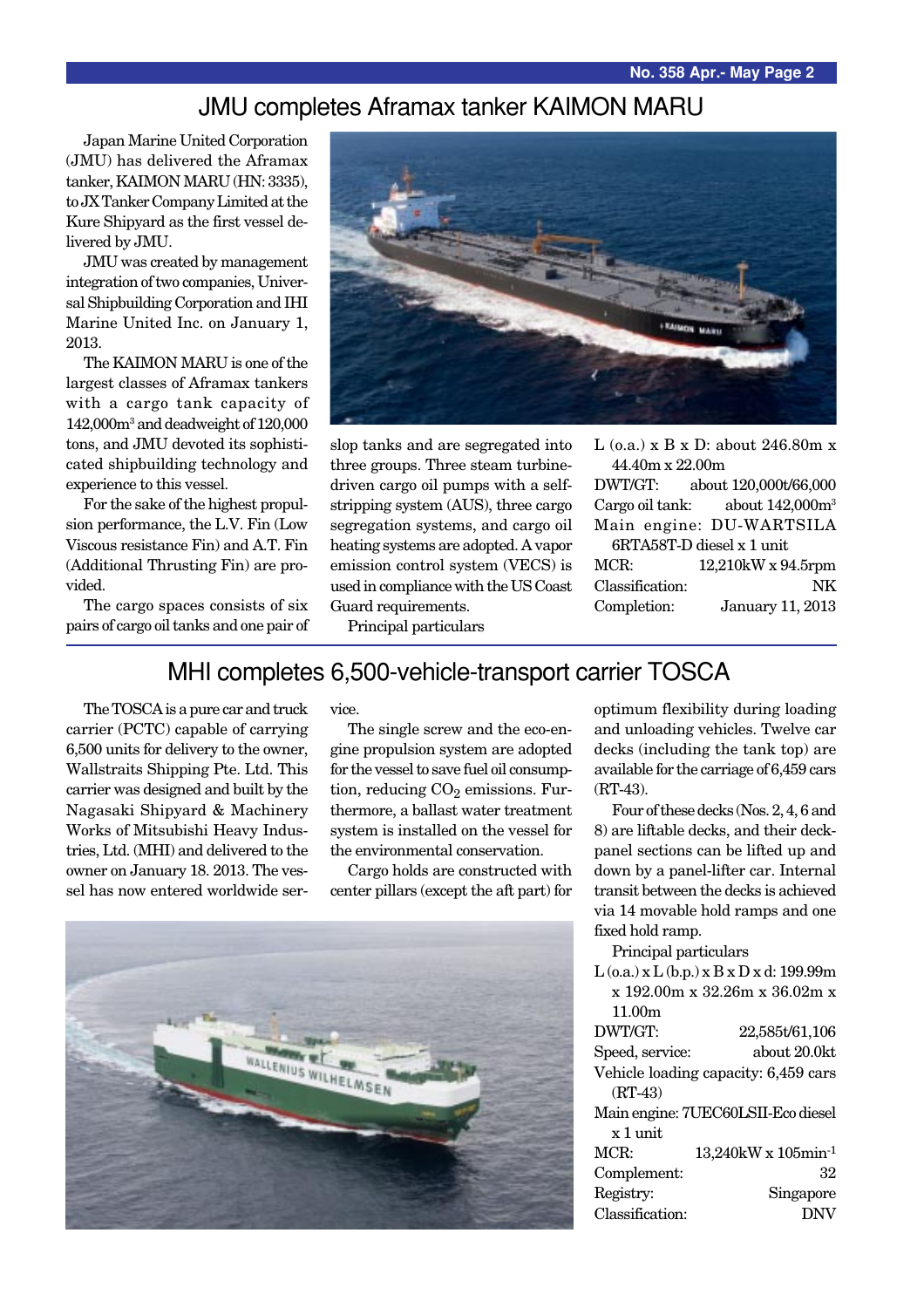## JMU completes Aframax tanker KAIMON MARU

Japan Marine United Corporation (JMU) has delivered the Aframax tanker, KAIMON MARU (HN: 3335), to JX Tanker Company Limited at the Kure Shipyard as the first vessel delivered by JMU.

JMU was created by management integration of two companies, Universal Shipbuilding Corporation and IHI Marine United Inc. on January 1, 2013.

The KAIMON MARU is one of the largest classes of Aframax tankers with a cargo tank capacity of 142,000m$^3$ and deadweight of 120,000 tons, and JMU devoted its sophisticated shipbuilding technology and experience to this vessel.

For the sake of the highest propulsion performance, the L.V. Fin (Low Viscous resistance Fin) and A.T. Fin (Additional Thrusting Fin) are provided.

The cargo spaces consists of six pairs of cargo oil tanks and one pair of slop tanks and are segregated into three groups. Three steam turbine-driven cargo oil pumps with a self-stripping system (AUS), three cargo segregation systems, and cargo oil heating systems are adopted. A vapor emission control system (VECS) is used in compliance with the US Coast Guard requirements.

Principal particulars

L (o.a.) x B x D: about 246.80m x 44.40m x 22.00m
DWT/GT: about 120,000t/66,000
Cargo oil tank: about 142,000m$^3$
Main engine: DU-WARTSILA 6RTA58T-D diesel x 1 unit
MCR: 12,210kW x 94.5rpm
Classification: NK
Completion: January 11, 2013

## MHI completes 6,500-vehicle-transport carrier TOSCA

The TOSCA is a pure car and truck carrier (PCTC) capable of carrying 6,500 units for delivery to the owner, Wallstraits Shipping Pte. Ltd. This carrier was designed and built by the Nagasaki Shipyard & Machinery Works of Mitsubishi Heavy Industries, Ltd. (MHI) and delivered to the owner on January 18. 2013. The vessel has now entered worldwide service.

The single screw and the eco-engine propulsion system are adopted for the vessel to save fuel oil consumption, reducing $CO_2$ emissions. Furthermore, a ballast water treatment system is installed on the vessel for the environmental conservation.

Cargo holds are constructed with center pillars (except the aft part) for optimum flexibility during loading and unloading vehicles. Twelve car decks (including the tank top) are available for the carriage of 6,459 cars (RT-43).

Four of these decks (Nos. 2, 4, 6 and 8) are liftable decks, and their deck-panel sections can be lifted up and down by a panel-lifter car. Internal transit between the decks is achieved via 14 movable hold ramps and one fixed hold ramp.

Principal particulars

L (o.a.) x L (b.p.) x B x D x d: 199.99m x 192.00m x 32.26m x 36.02m x 11.00m
DWT/GT: 22,585t/61,106
Speed, service: about 20.0kt
Vehicle loading capacity: 6,459 cars (RT-43)
Main engine: 7UEC60LSII-Eco diesel x 1 unit
MCR: 13,240kW x 105min$^{-1}$
Complement: 32
Registry: Singapore
Classification: DNV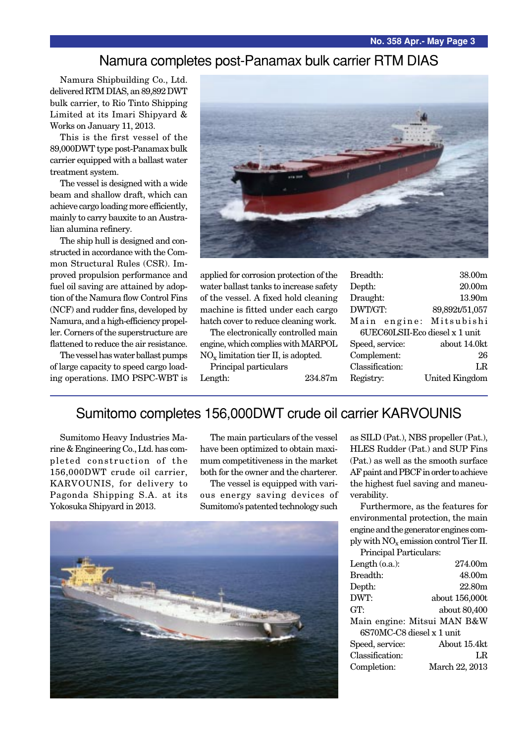## Namura completes post-Panamax bulk carrier RTM DIAS

Namura Shipbuilding Co., Ltd. delivered RTM DIAS, an 89,892 DWT bulk carrier, to Rio Tinto Shipping Limited at its Imari Shipyard & Works on January 11, 2013.

This is the first vessel of the 89,000DWT type post-Panamax bulk carrier equipped with a ballast water treatment system.

The vessel is designed with a wide beam and shallow draft, which can achieve cargo loading more efficiently, mainly to carry bauxite to an Australian alumina refinery.

The ship hull is designed and constructed in accordance with the Common Structural Rules (CSR). Improved propulsion performance and fuel oil saving are attained by adoption of the Namura flow Control Fins (NCF) and rudder fins, developed by Namura, and a high-efficiency propeller. Corners of the superstructure are flattened to reduce the air resistance.

The vessel has water ballast pumps of large capacity to speed cargo loading operations. IMO PSPC-WBT is applied for corrosion protection of the water ballast tanks to increase safety of the vessel. A fixed hold cleaning machine is fitted under each cargo hatch cover to reduce cleaning work.

The electronically controlled main engine, which complies with MARPOL $NO_x$ limitation tier II, is adopted.

Principal particulars

| | |
|---|---|
| Length: | 234.87m |
| Breadth: | 38.00m |
| Depth: | 20.00m |
| Draught: | 13.90m |
| DWT/GT: | 89,892t/51,057 |
| Main engine: | Mitsubishi 6UEC60LSII-Eco diesel x 1 unit |
| Speed, service: | about 14.0kt |
| Complement: | 26 |
| Classification: | LR |
| Registry: | United Kingdom |

## Sumitomo completes 156,000DWT crude oil carrier KARVOUNIS

Sumitomo Heavy Industries Marine & Engineering Co., Ltd. has completed construction of the 156,000DWT crude oil carrier, KARVOUNIS, for delivery to Pagonda Shipping S.A. at its Yokosuka Shipyard in 2013.

The main particulars of the vessel have been optimized to obtain maximum competitiveness in the market both for the owner and the charterer.

The vessel is equipped with various energy saving devices of Sumitomo's patented technology such as SILD (Pat.), NBS propeller (Pat.), HLES Rudder (Pat.) and SUP Fins (Pat.) as well as the smooth surface AF paint and PBCF in order to achieve the highest fuel saving and maneuverability.

Furthermore, as the features for environmental protection, the main engine and the generator engines comply with $NO_x$ emission control Tier II.

Principal Particulars:

| | |
|---|---|
| Length (o.a.): | 274.00m |
| Breadth: | 48.00m |
| Depth: | 22.80m |
| DWT: | about 156,000t |
| GT: | about 80,400 |
| Main engine: | Mitsui MAN B&W 6S70MC-C8 diesel x 1 unit |
| Speed, service: | About 15.4kt |
| Classification: | LR |
| Completion: | March 22, 2013 |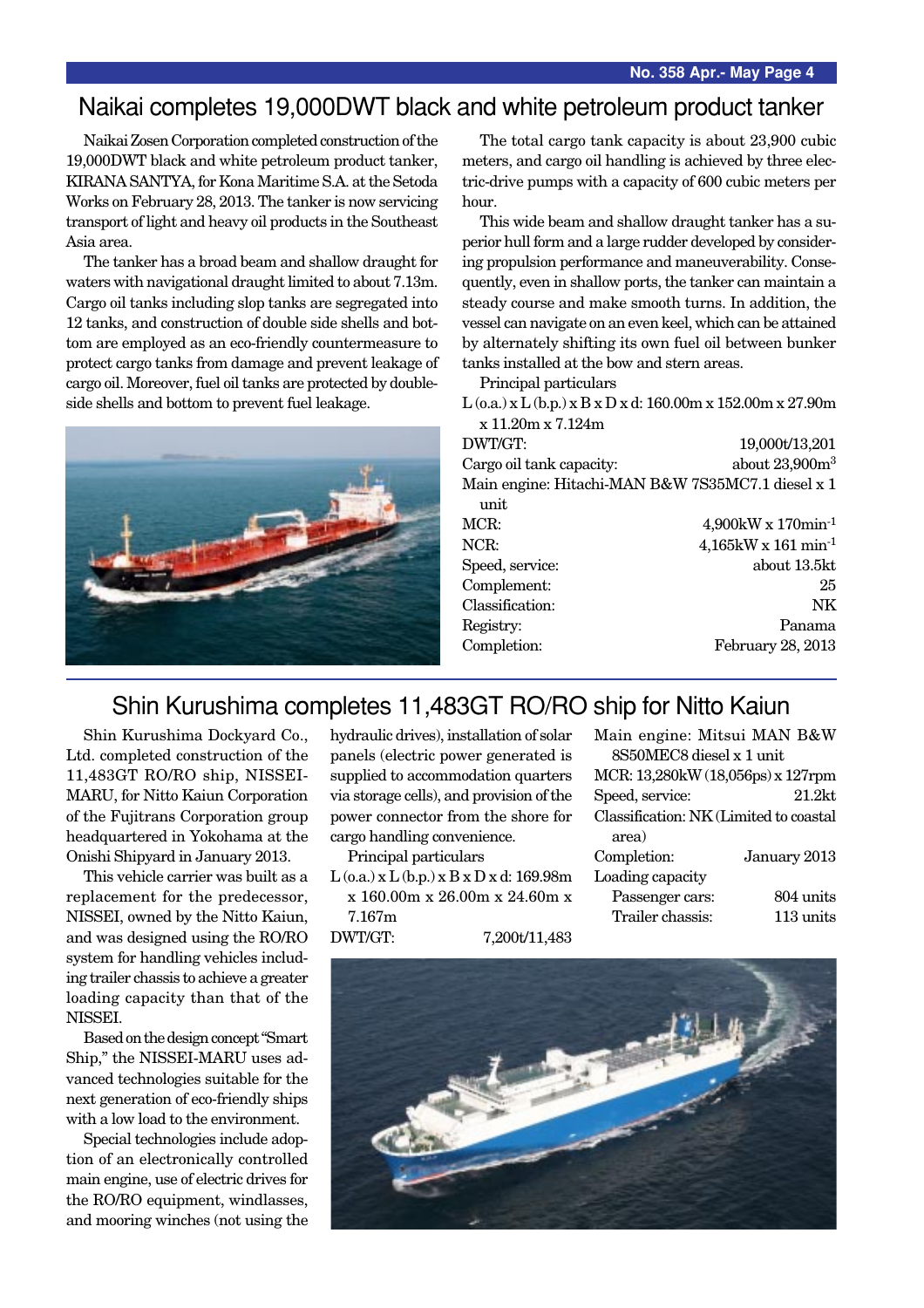## Naikai completes 19,000DWT black and white petroleum product tanker

Naikai Zosen Corporation completed construction of the 19,000DWT black and white petroleum product tanker, KIRANA SANTYA, for Kona Maritime S.A. at the Setoda Works on February 28, 2013. The tanker is now servicing transport of light and heavy oil products in the Southeast Asia area.

The tanker has a broad beam and shallow draught for waters with navigational draught limited to about 7.13m. Cargo oil tanks including slop tanks are segregated into 12 tanks, and construction of double side shells and bottom are employed as an eco-friendly countermeasure to protect cargo tanks from damage and prevent leakage of cargo oil. Moreover, fuel oil tanks are protected by double-side shells and bottom to prevent fuel leakage.

The total cargo tank capacity is about 23,900 cubic meters, and cargo oil handling is achieved by three electric-drive pumps with a capacity of 600 cubic meters per hour.

This wide beam and shallow draught tanker has a superior hull form and a large rudder developed by considering propulsion performance and maneuverability. Consequently, even in shallow ports, the tanker can maintain a steady course and make smooth turns. In addition, the vessel can navigate on an even keel, which can be attained by alternately shifting its own fuel oil between bunker tanks installed at the bow and stern areas.

Principal particulars

L (o.a.) x L (b.p.) x B x D x d: 160.00m x 152.00m x 27.90m x 11.20m x 7.124m

| | |
|---|---|
| DWT/GT: | 19,000t/13,201 |
| Cargo oil tank capacity: | about 23,900m$^3$ |
| Main engine: | Hitachi-MAN B&W 7S35MC7.1 diesel x 1 unit |
| MCR: | 4,900kW x 170min$^{-1}$ |
| NCR: | 4,165kW x 161 min$^{-1}$ |
| Speed, service: | about 13.5kt |
| Complement: | 25 |
| Classification: | NK |
| Registry: | Panama |
| Completion: | February 28, 2013 |

## Shin Kurushima completes 11,483GT RO/RO ship for Nitto Kaiun

Shin Kurushima Dockyard Co., Ltd. completed construction of the 11,483GT RO/RO ship, NISSEI-MARU, for Nitto Kaiun Corporation of the Fujitrans Corporation group headquartered in Yokohama at the Onishi Shipyard in January 2013.

This vehicle carrier was built as a replacement for the predecessor, NISSEI, owned by the Nitto Kaiun, and was designed using the RO/RO system for handling vehicles including trailer chassis to achieve a greater loading capacity than that of the NISSEI.

Based on the design concept "Smart Ship," the NISSEI-MARU uses advanced technologies suitable for the next generation of eco-friendly ships with a low load to the environment.

Special technologies include adoption of an electronically controlled main engine, use of electric drives for the RO/RO equipment, windlasses, and mooring winches (not using the hydraulic drives), installation of solar panels (electric power generated is supplied to accommodation quarters via storage cells), and provision of the power connector from the shore for cargo handling convenience.

Principal particulars

L (o.a.) x L (b.p.) x B x D x d: 169.98m x 160.00m x 26.00m x 24.60m x 7.167m

| | |
|---|---|
| DWT/GT: | 7,200t/11,483 |
| Main engine: | Mitsui MAN B&W 8S50MEC8 diesel x 1 unit |
| MCR: | 13,280kW (18,056ps) x 127rpm |
| Speed, service: | 21.2kt |
| Classification: | NK (Limited to coastal area) |
| Completion: | January 2013 |
| Loading capacity | |
| Passenger cars: | 804 units |
| Trailer chassis: | 113 units |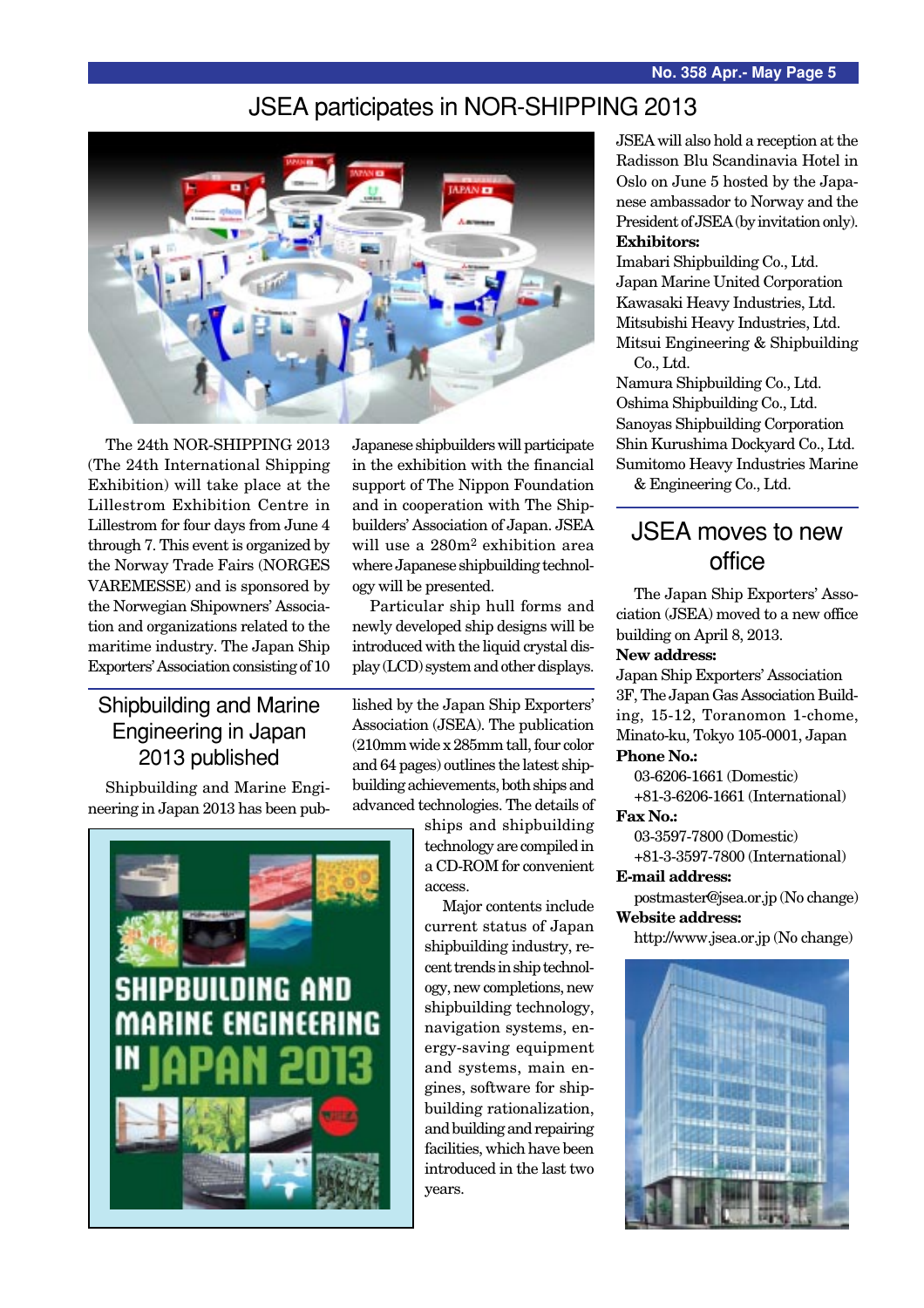# JSEA participates in NOR-SHIPPING 2013

The 24th NOR-SHIPPING 2013 (The 24th International Shipping Exhibition) will take place at the Lillestrom Exhibition Centre in Lillestrom for four days from June 4 through 7. This event is organized by the Norway Trade Fairs (NORGES VAREMESSE) and is sponsored by the Norwegian Shipowners' Association and organizations related to the maritime industry. The Japan Ship Exporters' Association consisting of 10 Japanese shipbuilders will participate in the exhibition with the financial support of The Nippon Foundation and in cooperation with The Shipbuilders' Association of Japan. JSEA will use a 280m$^2$ exhibition area where Japanese shipbuilding technology will be presented.

Particular ship hull forms and newly developed ship designs will be introduced with the liquid crystal display (LCD) system and other displays.

JSEA will also hold a reception at the Radisson Blu Scandinavia Hotel in Oslo on June 5 hosted by the Japanese ambassador to Norway and the President of JSEA (by invitation only).

**Exhibitors:**

Imabari Shipbuilding Co., Ltd.
Japan Marine United Corporation
Kawasaki Heavy Industries, Ltd.
Mitsubishi Heavy Industries, Ltd.
Mitsui Engineering & Shipbuilding Co., Ltd.
Namura Shipbuilding Co., Ltd.
Oshima Shipbuilding Co., Ltd.
Sanoyas Shipbuilding Corporation
Shin Kurushima Dockyard Co., Ltd.
Sumitomo Heavy Industries Marine & Engineering Co., Ltd.

## Shipbuilding and Marine Engineering in Japan 2013 published

Shipbuilding and Marine Engineering in Japan 2013 has been published by the Japan Ship Exporters' Association (JSEA). The publication (210mm wide x 285mm tall, four color and 64 pages) outlines the latest shipbuilding achievements, both ships and advanced technologies. The details of ships and shipbuilding technology are compiled in a CD-ROM for convenient access.

Major contents include current status of Japan shipbuilding industry, recent trends in ship technology, new completions, new shipbuilding technology, navigation systems, energy-saving equipment and systems, main engines, software for shipbuilding rationalization, and building and repairing facilities, which have been introduced in the last two years.

## JSEA moves to new office

The Japan Ship Exporters' Association (JSEA) moved to a new office building on April 8, 2013.

**New address:**

Japan Ship Exporters' Association
3F, The Japan Gas Association Building, 15-12, Toranomon 1-chome, Minato-ku, Tokyo 105-0001, Japan

**Phone No.:**

03-6206-1661 (Domestic)
+81-3-6206-1661 (International)

**Fax No.:**

03-3597-7800 (Domestic)
+81-3-3597-7800 (International)

**E-mail address:**

postmaster@jsea.or.jp (No change)

**Website address:**

http://www.jsea.or.jp (No change)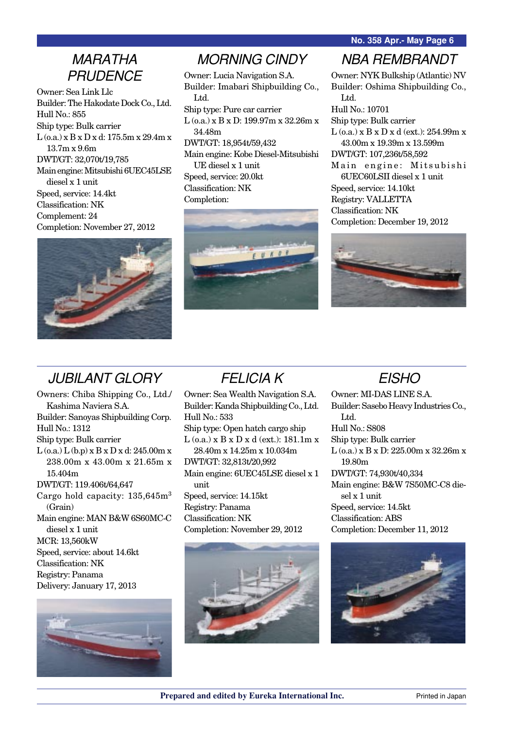## MARATHA PRUDENCE

Owner: Sea Link Llc
Builder: The Hakodate Dock Co., Ltd.
Hull No.: 855
Ship type: Bulk carrier
L (o.a.) x B x D x d: 175.5m x 29.4m x 13.7m x 9.6m
DWT/GT: 32,070t/19,785
Main engine: Mitsubishi 6UEC45LSE diesel x 1 unit
Speed, service: 14.4kt
Classification: NK
Complement: 24
Completion: November 27, 2012

## MORNING CINDY

Owner: Lucia Navigation S.A.
Builder: Imabari Shipbuilding Co., Ltd.
Ship type: Pure car carrier
L (o.a.) x B x D: 199.97m x 32.26m x 34.48m
DWT/GT: 18,954t/59,432
Main engine: Kobe Diesel-Mitsubishi UE diesel x 1 unit
Speed, service: 20.0kt
Classification: NK
Completion:

## NBA REMBRANDT

Owner: NYK Bulkship (Atlantic) NV
Builder: Oshima Shipbuilding Co., Ltd.
Hull No.: 10701
Ship type: Bulk carrier
L (o.a.) x B x D x d (ext.): 254.99m x 43.00m x 19.39m x 13.599m
DWT/GT: 107,236t/58,592
Main engine: Mitsubishi 6UEC60LSII diesel x 1 unit
Speed, service: 14.10kt
Registry: VALLETTA
Classification: NK
Completion: December 19, 2012

## JUBILANT GLORY

Owners: Chiba Shipping Co., Ltd./ Kashima Naviera S.A.
Builder: Sanoyas Shipbuilding Corp.
Hull No.: 1312
Ship type: Bulk carrier
L (o.a.) L (b.p) x B x D x d: 245.00m x 238.00m x 43.00m x 21.65m x 15.404m
DWT/GT: 119.406t/64,647
Cargo hold capacity: 135,645m$^3$ (Grain)
Main engine: MAN B&W 6S60MC-C diesel x 1 unit
MCR: 13,560kW
Speed, service: about 14.6kt
Classification: NK
Registry: Panama
Delivery: January 17, 2013

## FELICIA K

Owner: Sea Wealth Navigation S.A.
Builder: Kanda Shipbuilding Co., Ltd.
Hull No.: 533
Ship type: Open hatch cargo ship
L (o.a.) x B x D x d (ext.): 181.1m x 28.40m x 14.25m x 10.034m
DWT/GT: 32,813t/20,992
Main engine: 6UEC45LSE diesel x 1 unit
Speed, service: 14.15kt
Registry: Panama
Classification: NK
Completion: November 29, 2012

## EISHO

Owner: MI-DAS LINE S.A.
Builder: Sasebo Heavy Industries Co., Ltd.
Hull No.: S808
Ship type: Bulk carrier
L (o.a.) x B x D: 225.00m x 32.26m x 19.80m
DWT/GT: 74,930t/40,334
Main engine: B&W 7S50MC-C8 diesel x 1 unit
Speed, service: 14.5kt
Classification: ABS
Completion: December 11, 2012

**Prepared and edited by Eureka International Inc.**

Printed in Japan